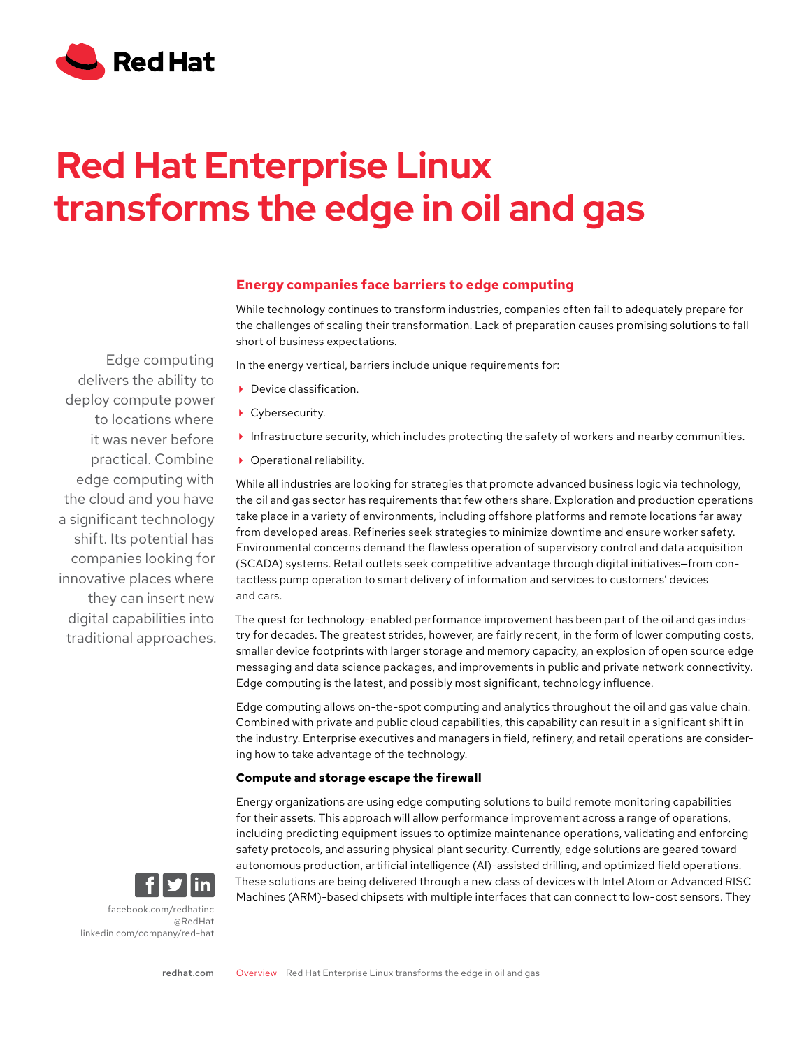# Red Hat Enterprise Linux transforms the edge in oil and gas

Edge computing delivers the ability to deploy compute power to locations where it was never before practical. Combine edge computing with the cloud and you have a significant technology shift. Its potential has companies looking for innovative places where they can insert new digital capabilities into traditional approaches.

## Energy companies face barriers to edge computing

While technology continues to transform industries, companies often fail to adequately prepare for the challenges of scaling their transformation. Lack of preparation causes promising solutions to fall short of business expectations.

In the energy vertical, barriers include unique requirements for:

- Device classification.
- Cybersecurity.
- Infrastructure security, which includes protecting the safety of workers and nearby communities.
- Operational reliability.

While all industries are looking for strategies that promote advanced business logic via technology, the oil and gas sector has requirements that few others share. Exploration and production operations take place in a variety of environments, including offshore platforms and remote locations far away from developed areas. Refineries seek strategies to minimize downtime and ensure worker safety. Environmental concerns demand the flawless operation of supervisory control and data acquisition (SCADA) systems. Retail outlets seek competitive advantage through digital initiatives—from contactless pump operation to smart delivery of information and services to customers' devices and cars.

The quest for technology-enabled performance improvement has been part of the oil and gas industry for decades. The greatest strides, however, are fairly recent, in the form of lower computing costs, smaller device footprints with larger storage and memory capacity, an explosion of open source edge messaging and data science packages, and improvements in public and private network connectivity. Edge computing is the latest, and possibly most significant, technology influence.

Edge computing allows on-the-spot computing and analytics throughout the oil and gas value chain. Combined with private and public cloud capabilities, this capability can result in a significant shift in the industry. Enterprise executives and managers in field, refinery, and retail operations are considering how to take advantage of the technology.

### Compute and storage escape the firewall

Energy organizations are using edge computing solutions to build remote monitoring capabilities for their assets. This approach will allow performance improvement across a range of operations, including predicting equipment issues to optimize maintenance operations, validating and enforcing safety protocols, and assuring physical plant security. Currently, edge solutions are geared toward autonomous production, artificial intelligence (AI)-assisted drilling, and optimized field operations. These solutions are being delivered through a new class of devices with Intel Atom or Advanced RISC Machines (ARM)-based chipsets with multiple interfaces that can connect to low-cost sensors. They

facebook.com/redhatinc
@RedHat
linkedin.com/company/red-hat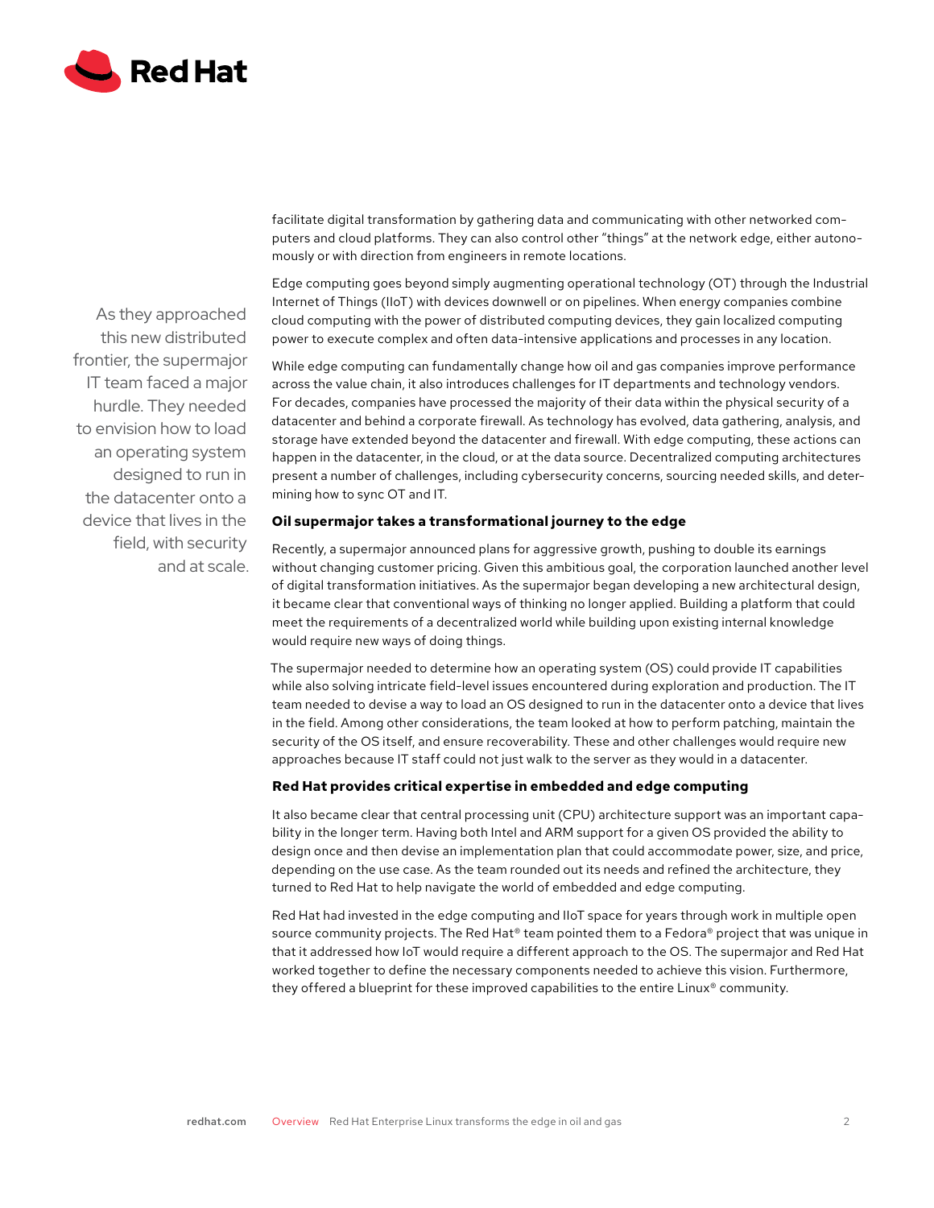facilitate digital transformation by gathering data and communicating with other networked computers and cloud platforms. They can also control other "things" at the network edge, either autonomously or with direction from engineers in remote locations.

Edge computing goes beyond simply augmenting operational technology (OT) through the Industrial Internet of Things (IIoT) with devices downwell or on pipelines. When energy companies combine cloud computing with the power of distributed computing devices, they gain localized computing power to execute complex and often data-intensive applications and processes in any location.

> As they approached this new distributed frontier, the supermajor IT team faced a major hurdle. They needed to envision how to load an operating system designed to run in the datacenter onto a device that lives in the field, with security and at scale.

While edge computing can fundamentally change how oil and gas companies improve performance across the value chain, it also introduces challenges for IT departments and technology vendors. For decades, companies have processed the majority of their data within the physical security of a datacenter and behind a corporate firewall. As technology has evolved, data gathering, analysis, and storage have extended beyond the datacenter and firewall. With edge computing, these actions can happen in the datacenter, in the cloud, or at the data source. Decentralized computing architectures present a number of challenges, including cybersecurity concerns, sourcing needed skills, and determining how to sync OT and IT.

**Oil supermajor takes a transformational journey to the edge**

Recently, a supermajor announced plans for aggressive growth, pushing to double its earnings without changing customer pricing. Given this ambitious goal, the corporation launched another level of digital transformation initiatives. As the supermajor began developing a new architectural design, it became clear that conventional ways of thinking no longer applied. Building a platform that could meet the requirements of a decentralized world while building upon existing internal knowledge would require new ways of doing things.

The supermajor needed to determine how an operating system (OS) could provide IT capabilities while also solving intricate field-level issues encountered during exploration and production. The IT team needed to devise a way to load an OS designed to run in the datacenter onto a device that lives in the field. Among other considerations, the team looked at how to perform patching, maintain the security of the OS itself, and ensure recoverability. These and other challenges would require new approaches because IT staff could not just walk to the server as they would in a datacenter.

**Red Hat provides critical expertise in embedded and edge computing**

It also became clear that central processing unit (CPU) architecture support was an important capability in the longer term. Having both Intel and ARM support for a given OS provided the ability to design once and then devise an implementation plan that could accommodate power, size, and price, depending on the use case. As the team rounded out its needs and refined the architecture, they turned to Red Hat to help navigate the world of embedded and edge computing.

Red Hat had invested in the edge computing and IIoT space for years through work in multiple open source community projects. The Red Hat® team pointed them to a Fedora® project that was unique in that it addressed how IoT would require a different approach to the OS. The supermajor and Red Hat worked together to define the necessary components needed to achieve this vision. Furthermore, they offered a blueprint for these improved capabilities to the entire Linux® community.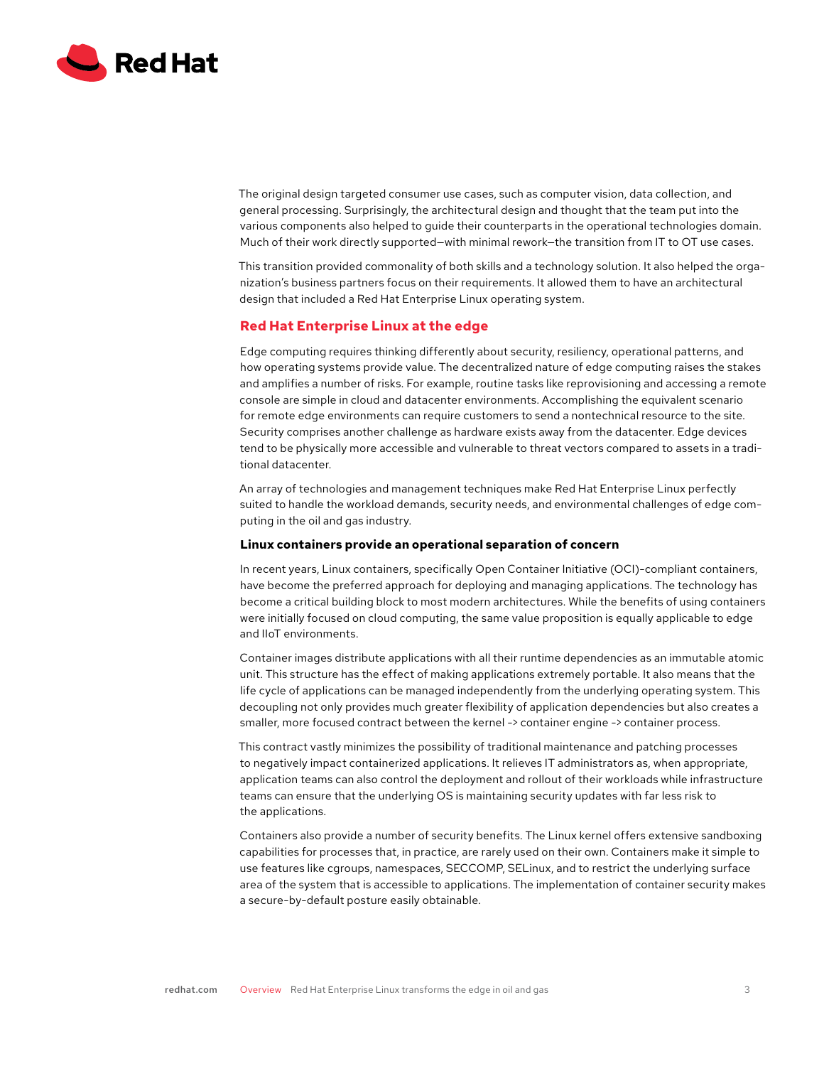The original design targeted consumer use cases, such as computer vision, data collection, and general processing. Surprisingly, the architectural design and thought that the team put into the various components also helped to guide their counterparts in the operational technologies domain. Much of their work directly supported—with minimal rework—the transition from IT to OT use cases.

This transition provided commonality of both skills and a technology solution. It also helped the organization's business partners focus on their requirements. It allowed them to have an architectural design that included a Red Hat Enterprise Linux operating system.

## Red Hat Enterprise Linux at the edge

Edge computing requires thinking differently about security, resiliency, operational patterns, and how operating systems provide value. The decentralized nature of edge computing raises the stakes and amplifies a number of risks. For example, routine tasks like reprovisioning and accessing a remote console are simple in cloud and datacenter environments. Accomplishing the equivalent scenario for remote edge environments can require customers to send a nontechnical resource to the site. Security comprises another challenge as hardware exists away from the datacenter. Edge devices tend to be physically more accessible and vulnerable to threat vectors compared to assets in a traditional datacenter.

An array of technologies and management techniques make Red Hat Enterprise Linux perfectly suited to handle the workload demands, security needs, and environmental challenges of edge computing in the oil and gas industry.

### Linux containers provide an operational separation of concern

In recent years, Linux containers, specifically Open Container Initiative (OCI)-compliant containers, have become the preferred approach for deploying and managing applications. The technology has become a critical building block to most modern architectures. While the benefits of using containers were initially focused on cloud computing, the same value proposition is equally applicable to edge and IIoT environments.

Container images distribute applications with all their runtime dependencies as an immutable atomic unit. This structure has the effect of making applications extremely portable. It also means that the life cycle of applications can be managed independently from the underlying operating system. This decoupling not only provides much greater flexibility of application dependencies but also creates a smaller, more focused contract between the kernel -> container engine -> container process.

This contract vastly minimizes the possibility of traditional maintenance and patching processes to negatively impact containerized applications. It relieves IT administrators as, when appropriate, application teams can also control the deployment and rollout of their workloads while infrastructure teams can ensure that the underlying OS is maintaining security updates with far less risk to the applications.

Containers also provide a number of security benefits. The Linux kernel offers extensive sandboxing capabilities for processes that, in practice, are rarely used on their own. Containers make it simple to use features like cgroups, namespaces, SECCOMP, SELinux, and to restrict the underlying surface area of the system that is accessible to applications. The implementation of container security makes a secure-by-default posture easily obtainable.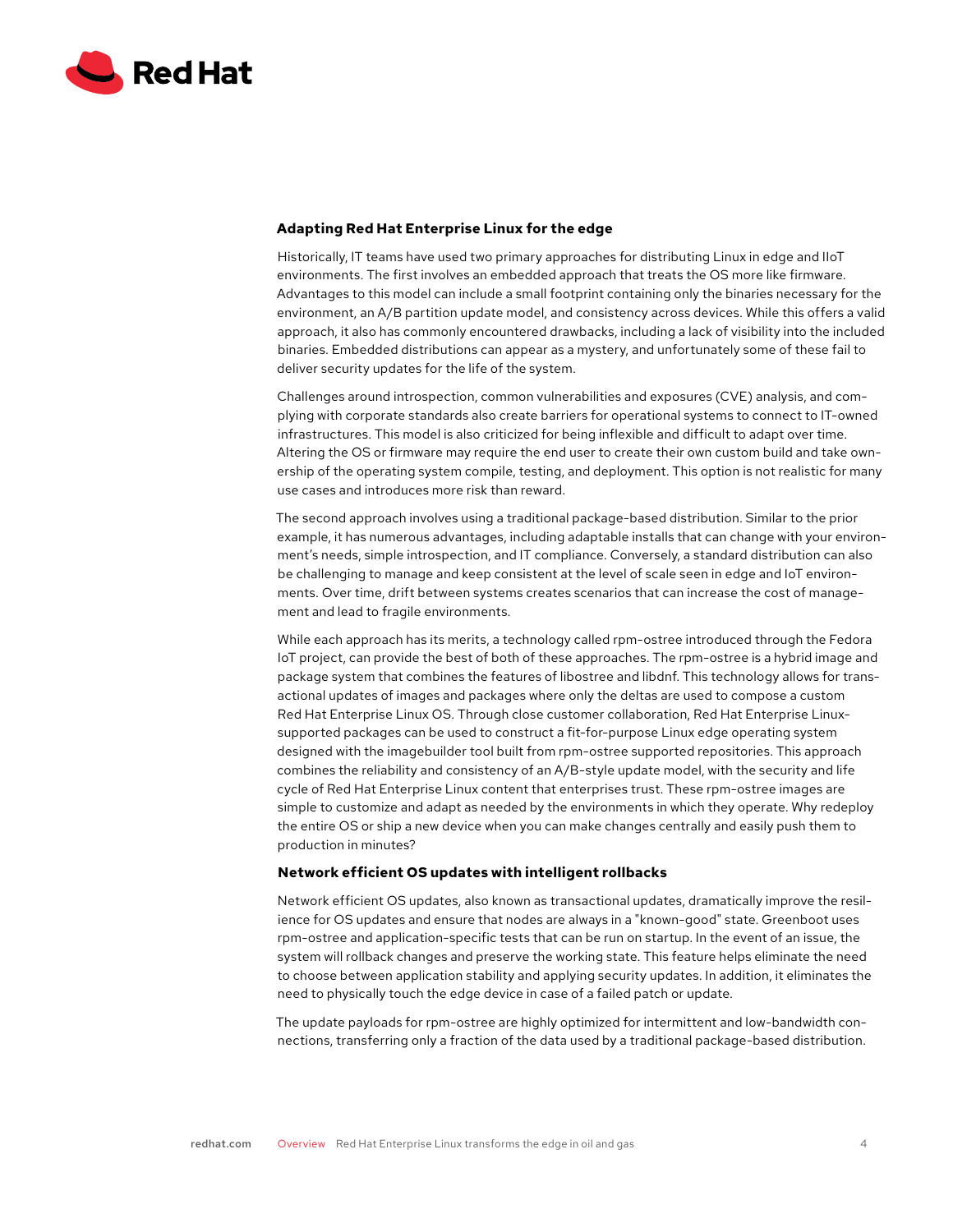## Adapting Red Hat Enterprise Linux for the edge

Historically, IT teams have used two primary approaches for distributing Linux in edge and IIoT environments. The first involves an embedded approach that treats the OS more like firmware. Advantages to this model can include a small footprint containing only the binaries necessary for the environment, an A/B partition update model, and consistency across devices. While this offers a valid approach, it also has commonly encountered drawbacks, including a lack of visibility into the included binaries. Embedded distributions can appear as a mystery, and unfortunately some of these fail to deliver security updates for the life of the system.

Challenges around introspection, common vulnerabilities and exposures (CVE) analysis, and complying with corporate standards also create barriers for operational systems to connect to IT-owned infrastructures. This model is also criticized for being inflexible and difficult to adapt over time. Altering the OS or firmware may require the end user to create their own custom build and take ownership of the operating system compile, testing, and deployment. This option is not realistic for many use cases and introduces more risk than reward.

The second approach involves using a traditional package-based distribution. Similar to the prior example, it has numerous advantages, including adaptable installs that can change with your environment's needs, simple introspection, and IT compliance. Conversely, a standard distribution can also be challenging to manage and keep consistent at the level of scale seen in edge and IoT environments. Over time, drift between systems creates scenarios that can increase the cost of management and lead to fragile environments.

While each approach has its merits, a technology called rpm-ostree introduced through the Fedora IoT project, can provide the best of both of these approaches. The rpm-ostree is a hybrid image and package system that combines the features of libostree and libdnf. This technology allows for transactional updates of images and packages where only the deltas are used to compose a custom Red Hat Enterprise Linux OS. Through close customer collaboration, Red Hat Enterprise Linux-supported packages can be used to construct a fit-for-purpose Linux edge operating system designed with the imagebuilder tool built from rpm-ostree supported repositories. This approach combines the reliability and consistency of an A/B-style update model, with the security and life cycle of Red Hat Enterprise Linux content that enterprises trust. These rpm-ostree images are simple to customize and adapt as needed by the environments in which they operate. Why redeploy the entire OS or ship a new device when you can make changes centrally and easily push them to production in minutes?

### Network efficient OS updates with intelligent rollbacks

Network efficient OS updates, also known as transactional updates, dramatically improve the resilience for OS updates and ensure that nodes are always in a "known-good" state. Greenboot uses rpm-ostree and application-specific tests that can be run on startup. In the event of an issue, the system will rollback changes and preserve the working state. This feature helps eliminate the need to choose between application stability and applying security updates. In addition, it eliminates the need to physically touch the edge device in case of a failed patch or update.

The update payloads for rpm-ostree are highly optimized for intermittent and low-bandwidth connections, transferring only a fraction of the data used by a traditional package-based distribution.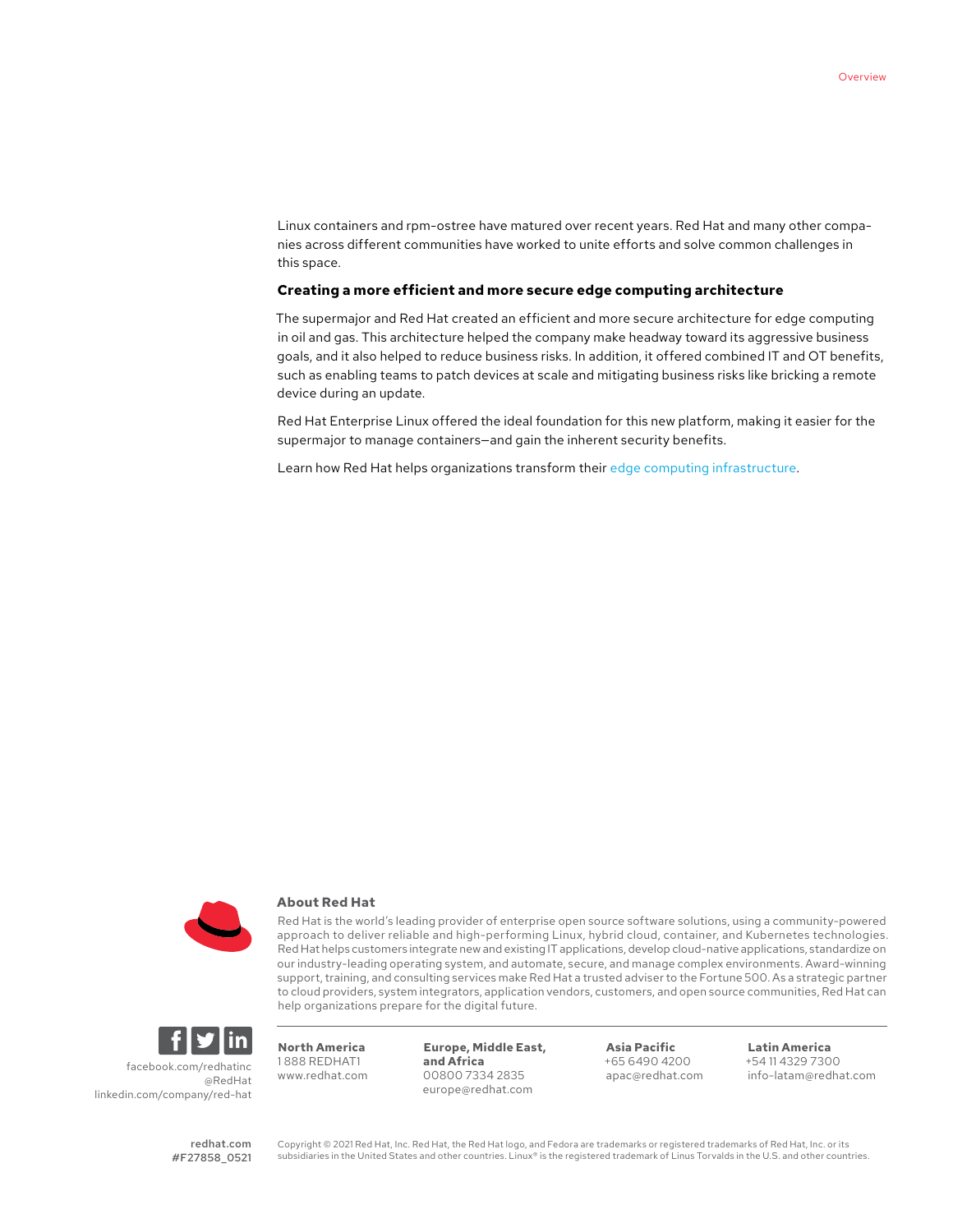Linux containers and rpm-ostree have matured over recent years. Red Hat and many other companies across different communities have worked to unite efforts and solve common challenges in this space.

**Creating a more efficient and more secure edge computing architecture**

The supermajor and Red Hat created an efficient and more secure architecture for edge computing in oil and gas. This architecture helped the company make headway toward its aggressive business goals, and it also helped to reduce business risks. In addition, it offered combined IT and OT benefits, such as enabling teams to patch devices at scale and mitigating business risks like bricking a remote device during an update.

Red Hat Enterprise Linux offered the ideal foundation for this new platform, making it easier for the supermajor to manage containers—and gain the inherent security benefits.

Learn how Red Hat helps organizations transform their edge computing infrastructure.

## About Red Hat

Red Hat is the world's leading provider of enterprise open source software solutions, using a community-powered approach to deliver reliable and high-performing Linux, hybrid cloud, container, and Kubernetes technologies. Red Hat helps customers integrate new and existing IT applications, develop cloud-native applications, standardize on our industry-leading operating system, and automate, secure, and manage complex environments. Award-winning support, training, and consulting services make Red Hat a trusted adviser to the Fortune 500. As a strategic partner to cloud providers, system integrators, application vendors, customers, and open source communities, Red Hat can help organizations prepare for the digital future.

facebook.com/redhatinc
@RedHat
linkedin.com/company/red-hat

**North America**
1 888 REDHAT1
www.redhat.com

**Europe, Middle East, and Africa**
00800 7334 2835
europe@redhat.com

**Asia Pacific**
+65 6490 4200
apac@redhat.com

**Latin America**
+54 11 4329 7300
info-latam@redhat.com

redhat.com
#F27858_0521

Copyright © 2021 Red Hat, Inc. Red Hat, the Red Hat logo, and Fedora are trademarks or registered trademarks of Red Hat, Inc. or its subsidiaries in the United States and other countries. Linux® is the registered trademark of Linus Torvalds in the U.S. and other countries.